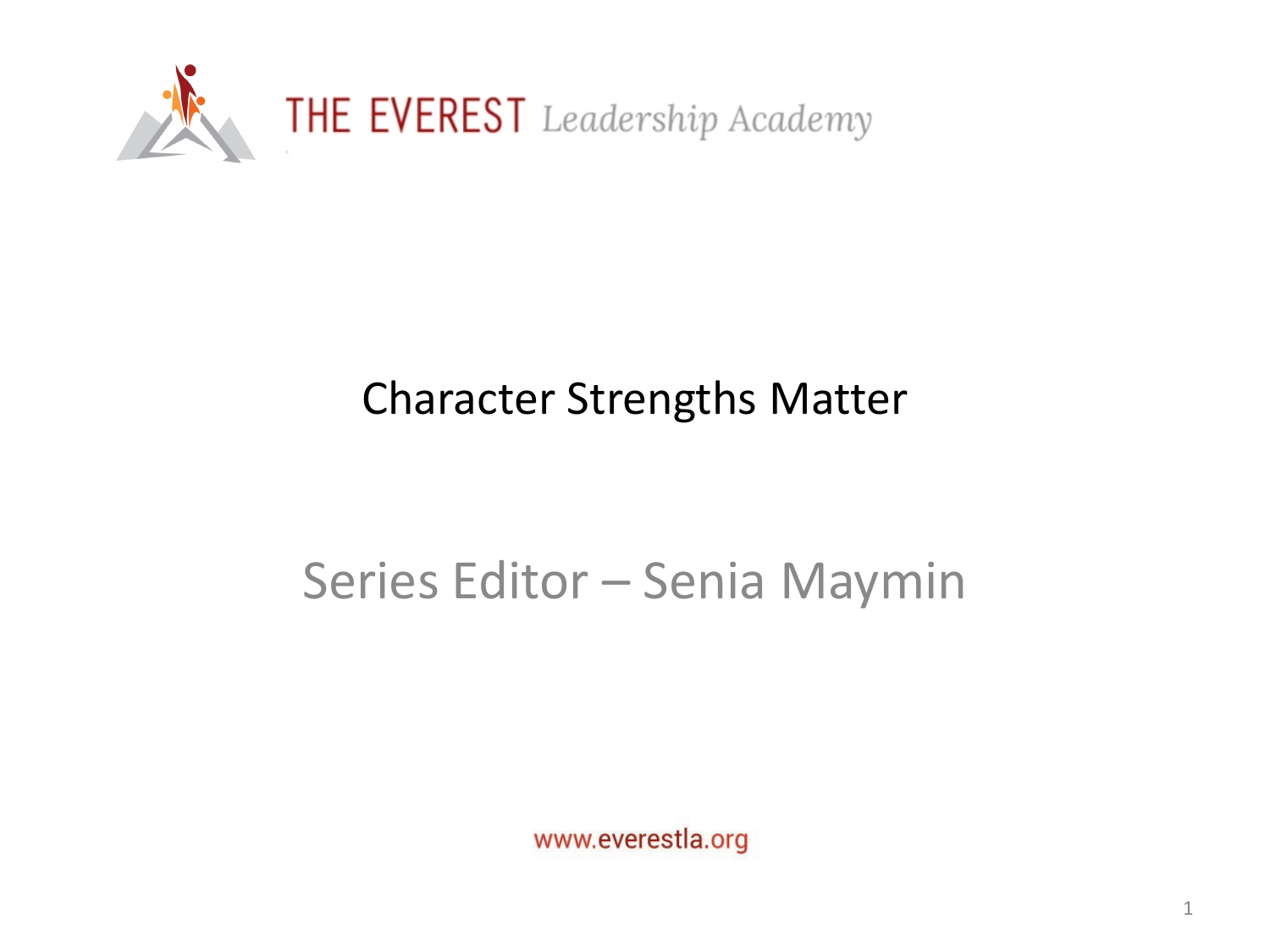THE EVEREST *Leadership Academy*

# Character Strengths Matter

## Series Editor – Senia Maymin

www.everestla.org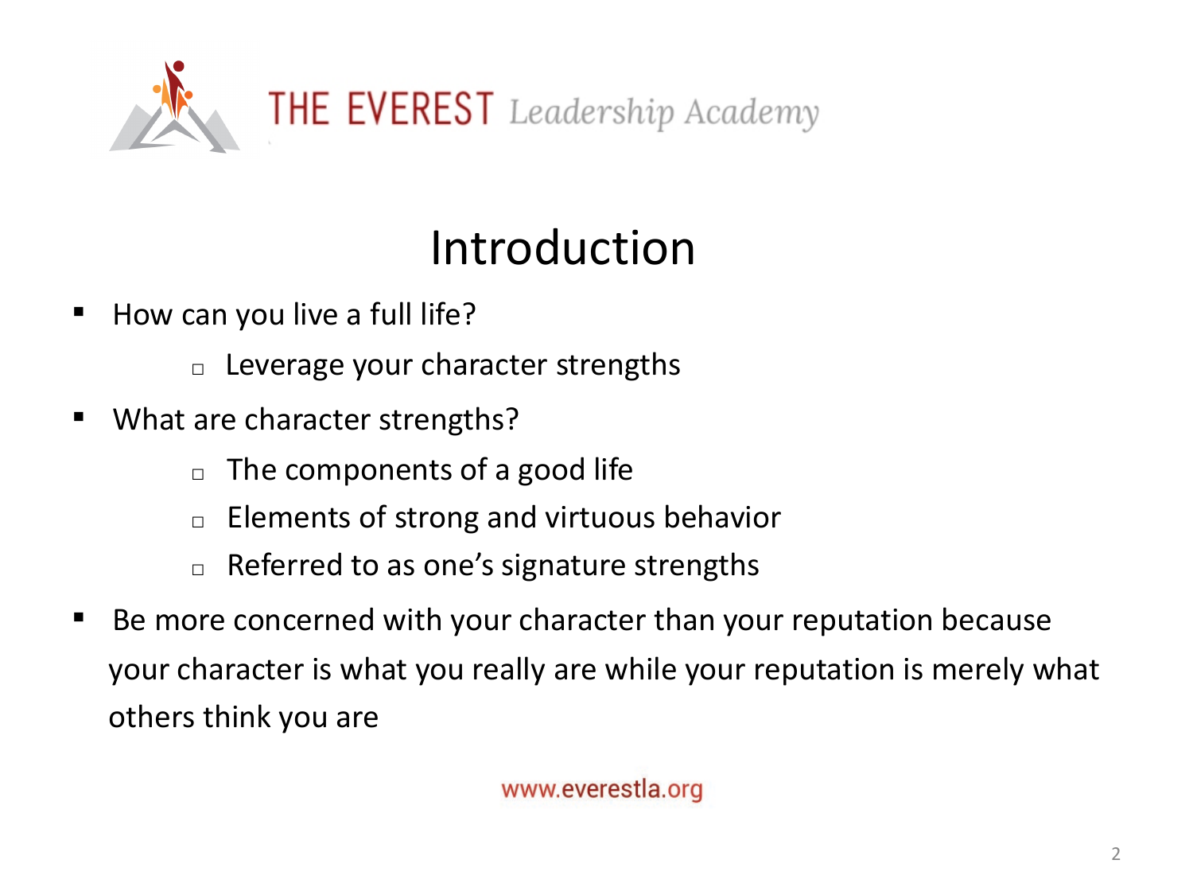# Introduction

- How can you live a full life?
  - Leverage your character strengths
- What are character strengths?
  - The components of a good life
  - Elements of strong and virtuous behavior
  - Referred to as one's signature strengths
- Be more concerned with your character than your reputation because your character is what you really are while your reputation is merely what others think you are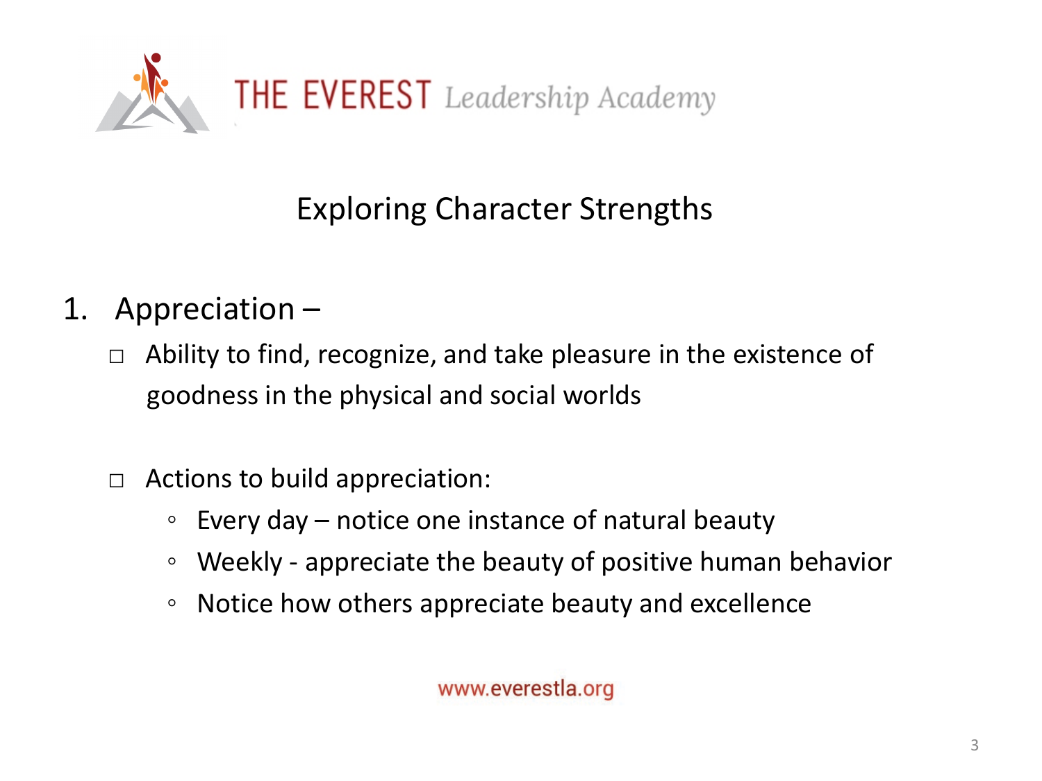THE EVEREST *Leadership Academy*

## Exploring Character Strengths

1. Appreciation –
   - Ability to find, recognize, and take pleasure in the existence of goodness in the physical and social worlds
   - Actions to build appreciation:
     - Every day – notice one instance of natural beauty
     - Weekly - appreciate the beauty of positive human behavior
     - Notice how others appreciate beauty and excellence

www.everestla.org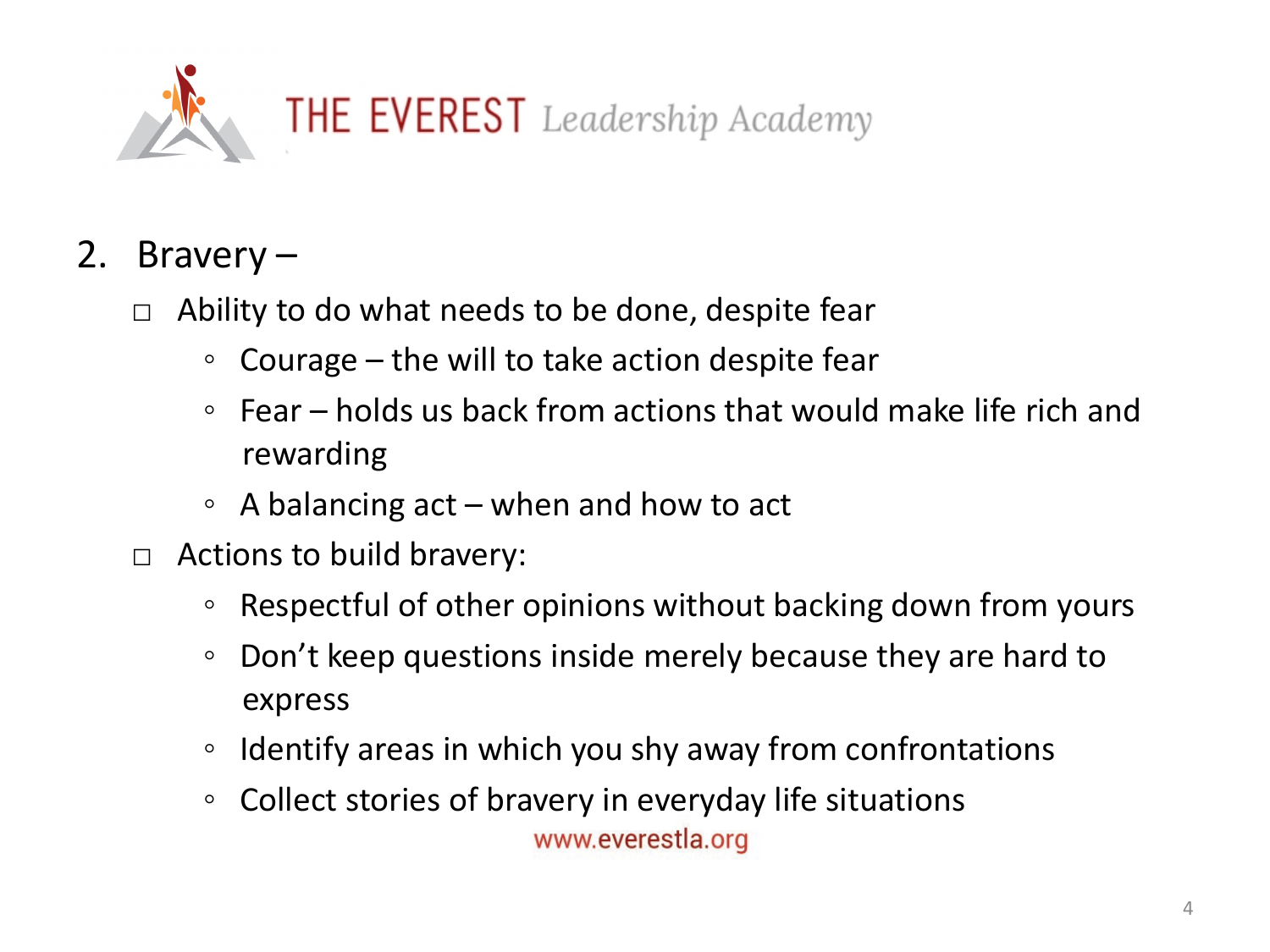THE EVEREST *Leadership Academy*

2. Bravery –
    - Ability to do what needs to be done, despite fear
        - Courage – the will to take action despite fear
        - Fear – holds us back from actions that would make life rich and rewarding
        - A balancing act – when and how to act
    - Actions to build bravery:
        - Respectful of other opinions without backing down from yours
        - Don't keep questions inside merely because they are hard to express
        - Identify areas in which you shy away from confrontations
        - Collect stories of bravery in everyday life situations

www.everestla.org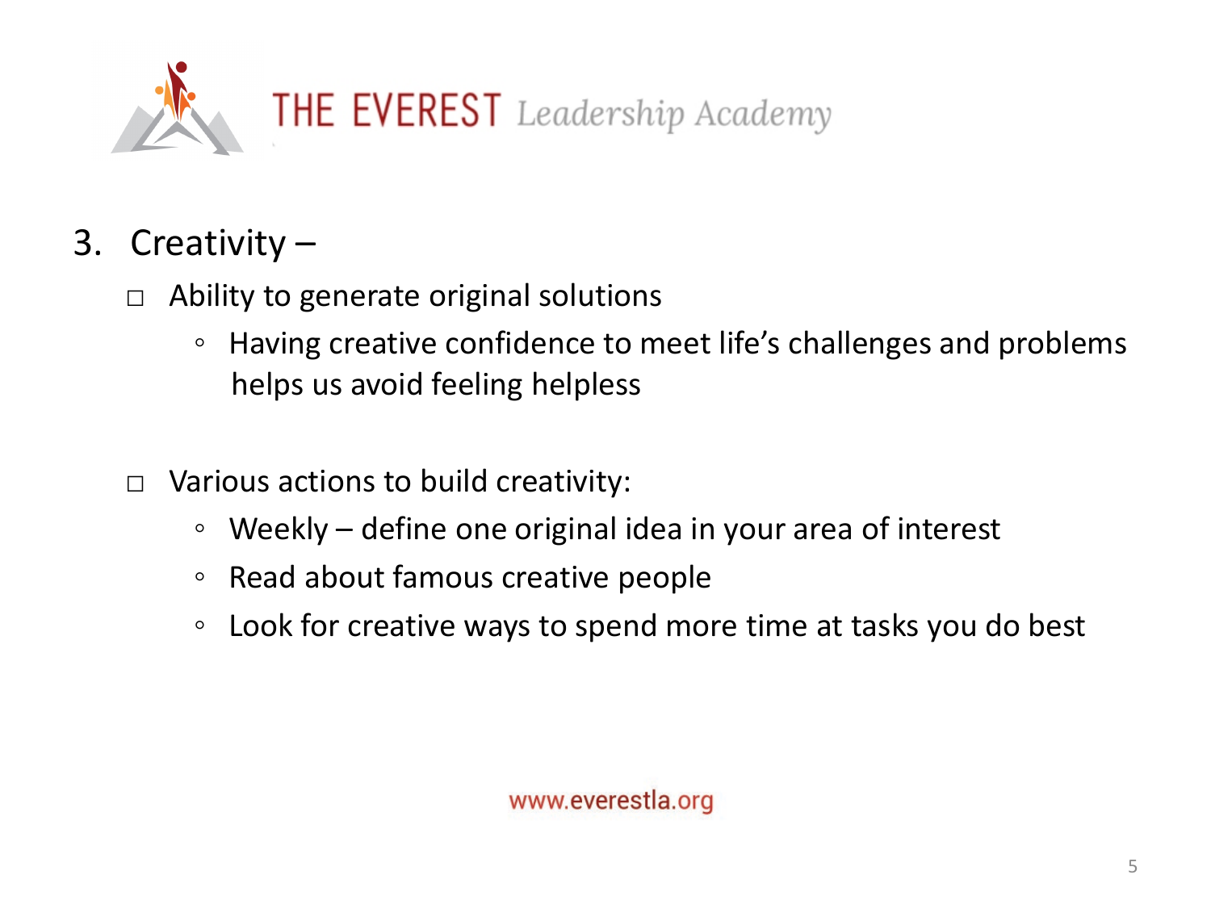3. Creativity –

- Ability to generate original solutions
  - Having creative confidence to meet life's challenges and problems helps us avoid feeling helpless

- Various actions to build creativity:
  - Weekly – define one original idea in your area of interest
  - Read about famous creative people
  - Look for creative ways to spend more time at tasks you do best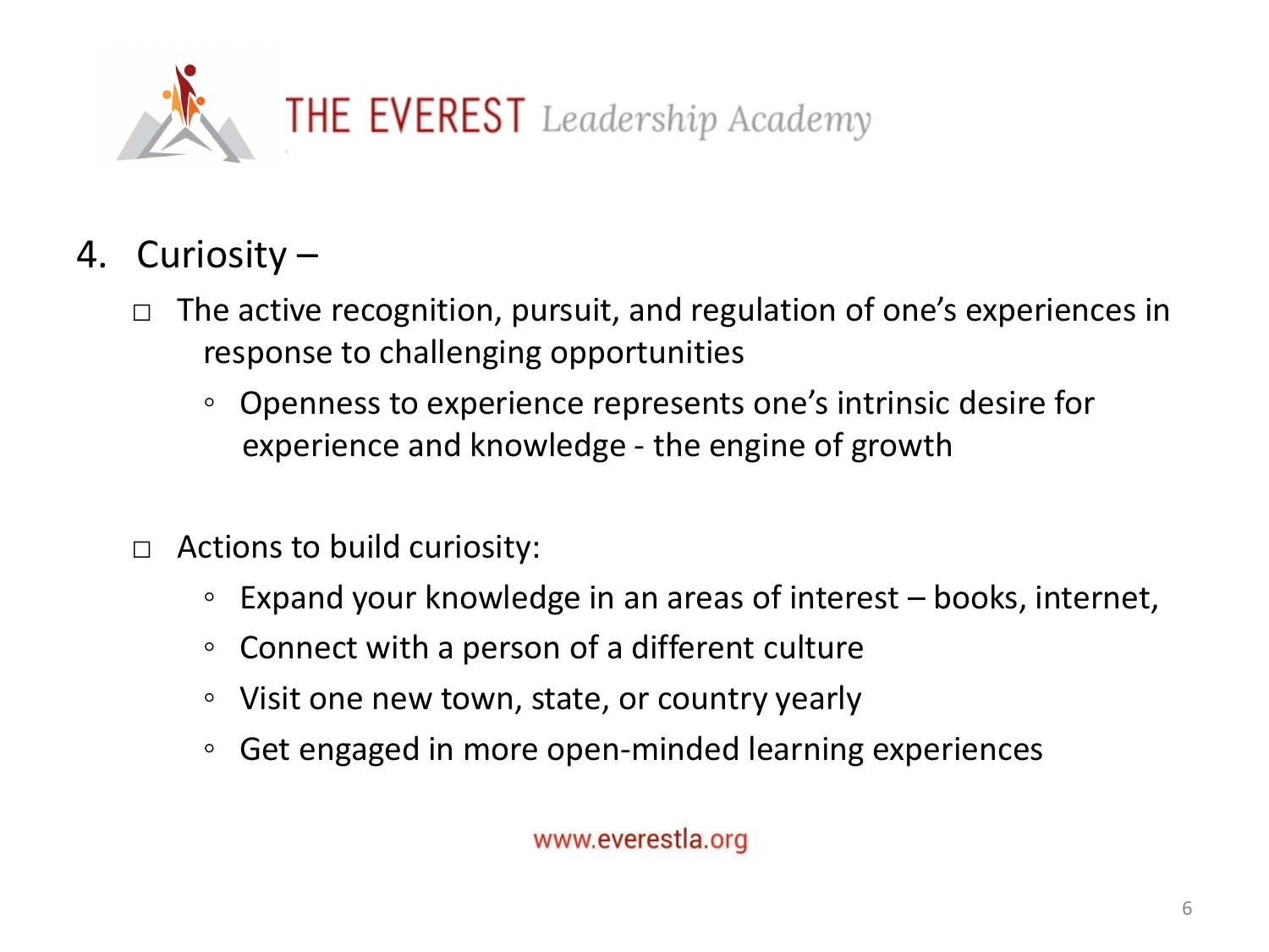4. Curiosity –

- The active recognition, pursuit, and regulation of one's experiences in response to challenging opportunities
  - Openness to experience represents one's intrinsic desire for experience and knowledge - the engine of growth

- Actions to build curiosity:
  - Expand your knowledge in an areas of interest – books, internet,
  - Connect with a person of a different culture
  - Visit one new town, state, or country yearly
  - Get engaged in more open-minded learning experiences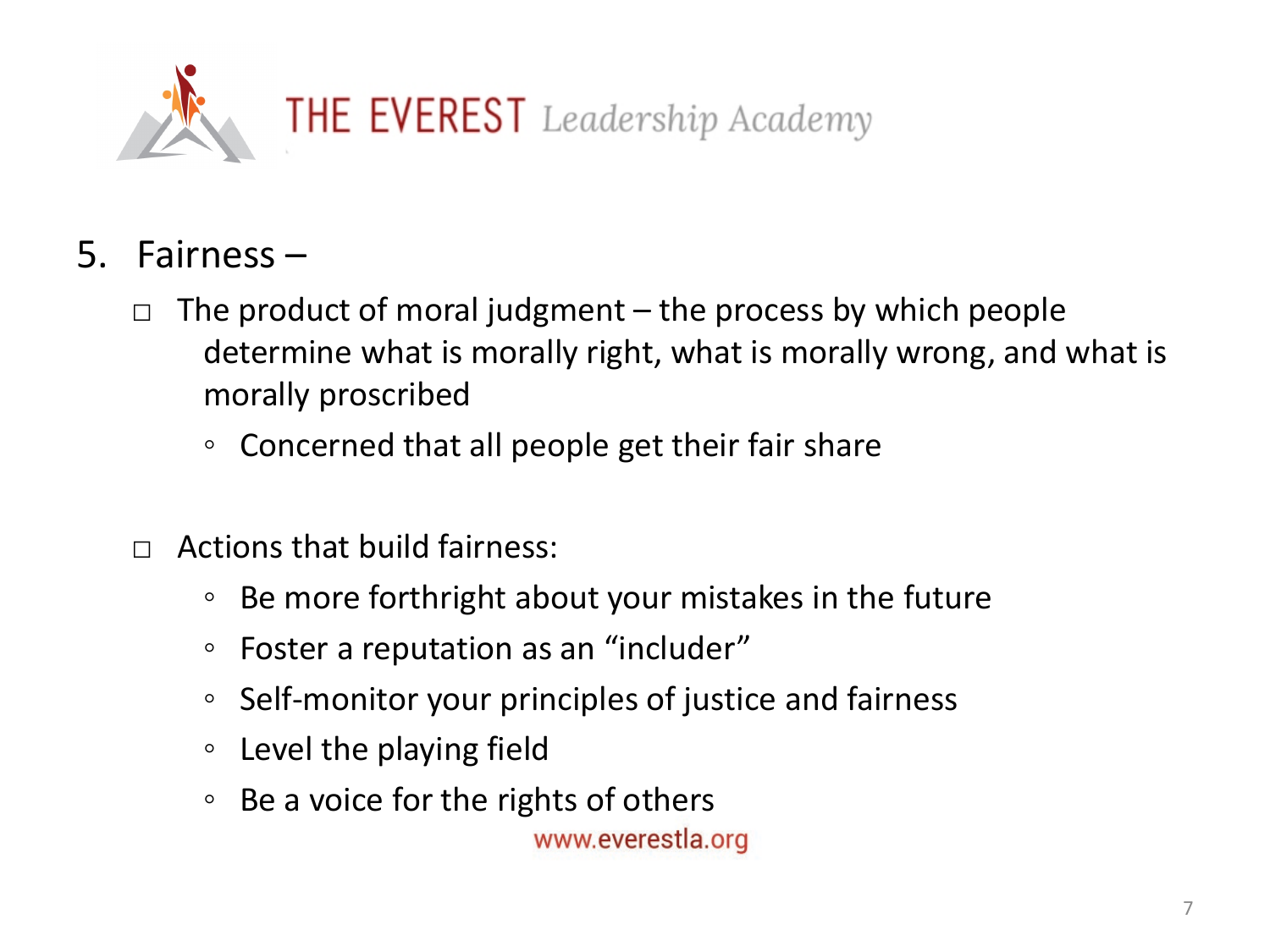5. Fairness –

- The product of moral judgment – the process by which people determine what is morally right, what is morally wrong, and what is morally proscribed
  - Concerned that all people get their fair share

- Actions that build fairness:
  - Be more forthright about your mistakes in the future
  - Foster a reputation as an "includer"
  - Self-monitor your principles of justice and fairness
  - Level the playing field
  - Be a voice for the rights of others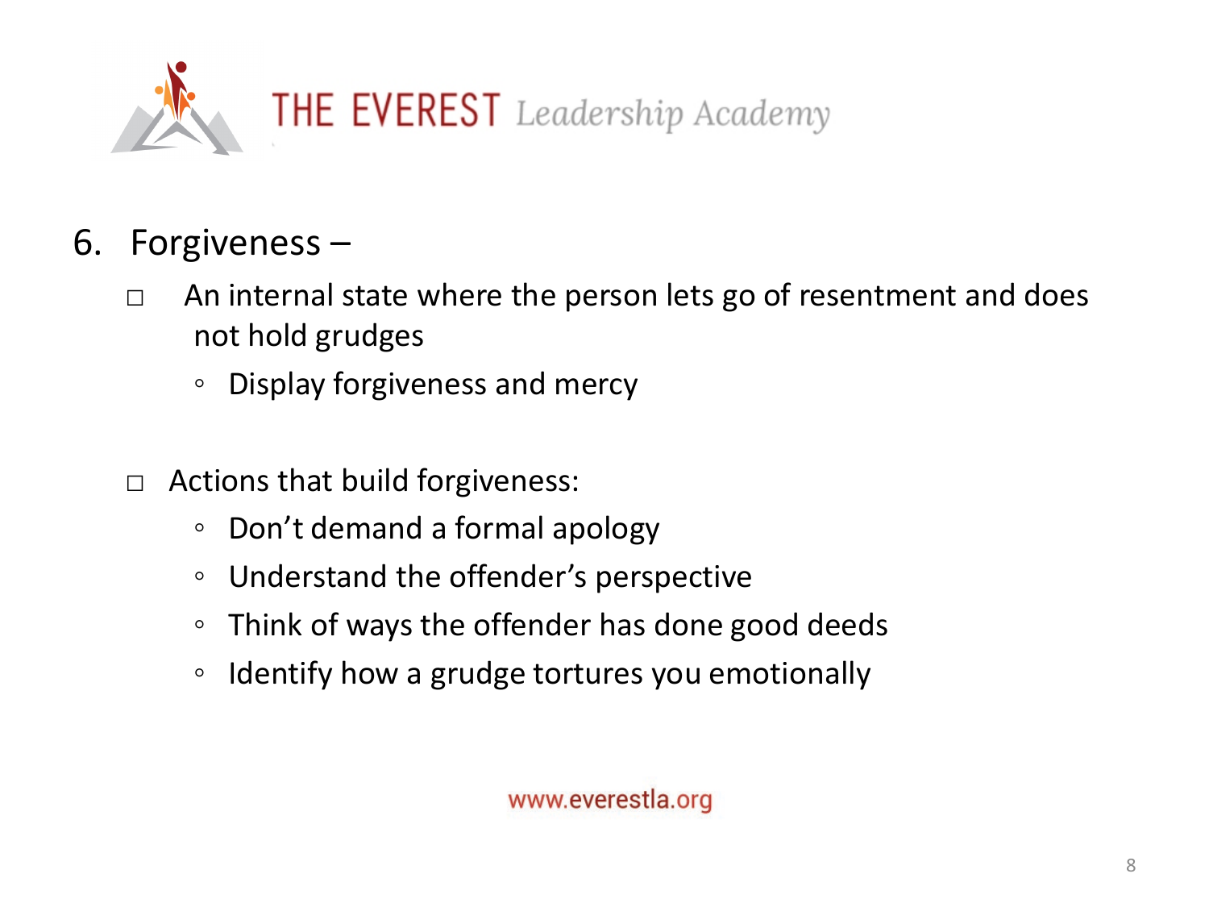6. Forgiveness –

- An internal state where the person lets go of resentment and does not hold grudges
  - Display forgiveness and mercy

- Actions that build forgiveness:
  - Don't demand a formal apology
  - Understand the offender's perspective
  - Think of ways the offender has done good deeds
  - Identify how a grudge tortures you emotionally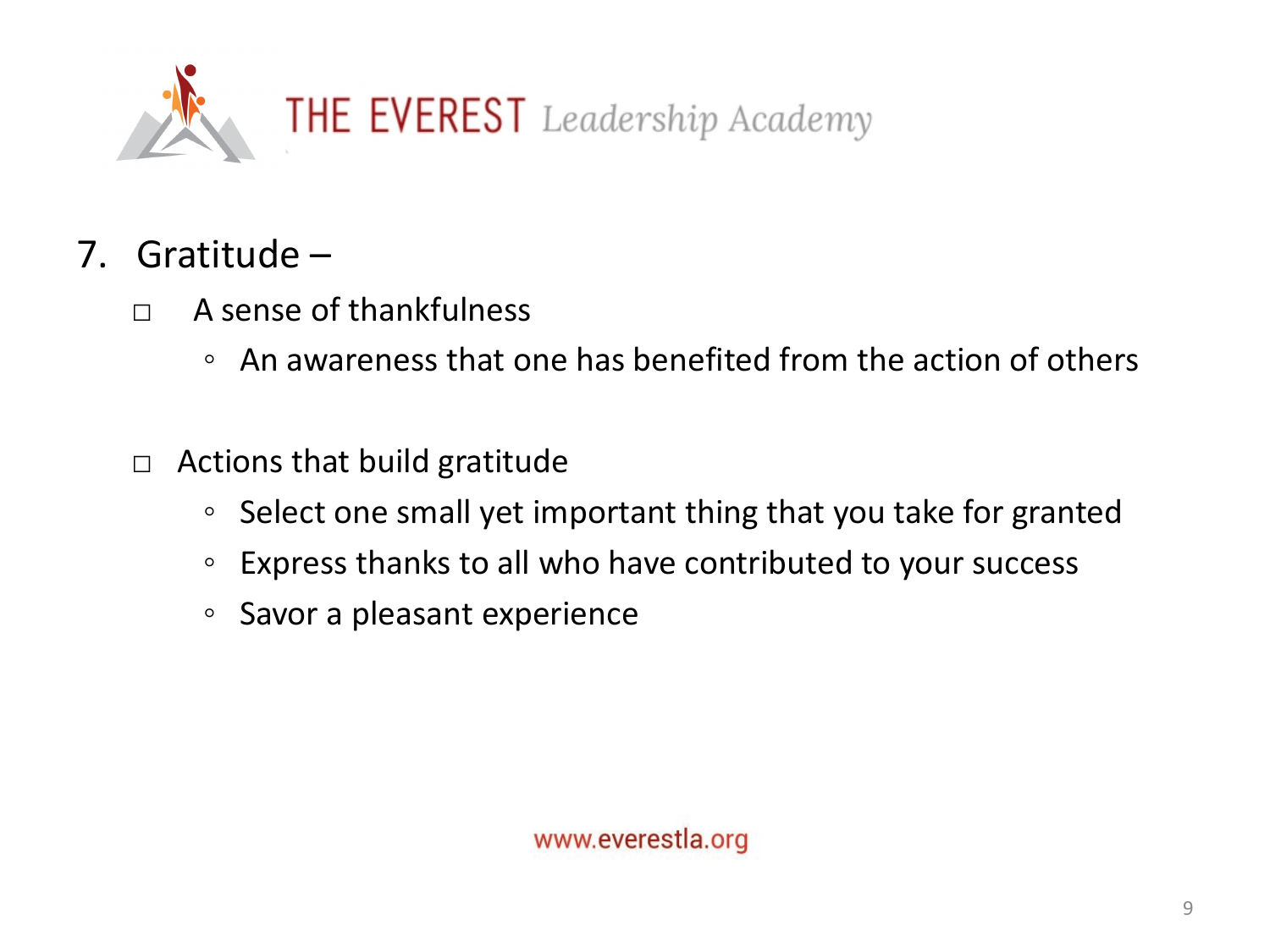7. Gratitude –
   - A sense of thankfulness
     - An awareness that one has benefited from the action of others
   - Actions that build gratitude
     - Select one small yet important thing that you take for granted
     - Express thanks to all who have contributed to your success
     - Savor a pleasant experience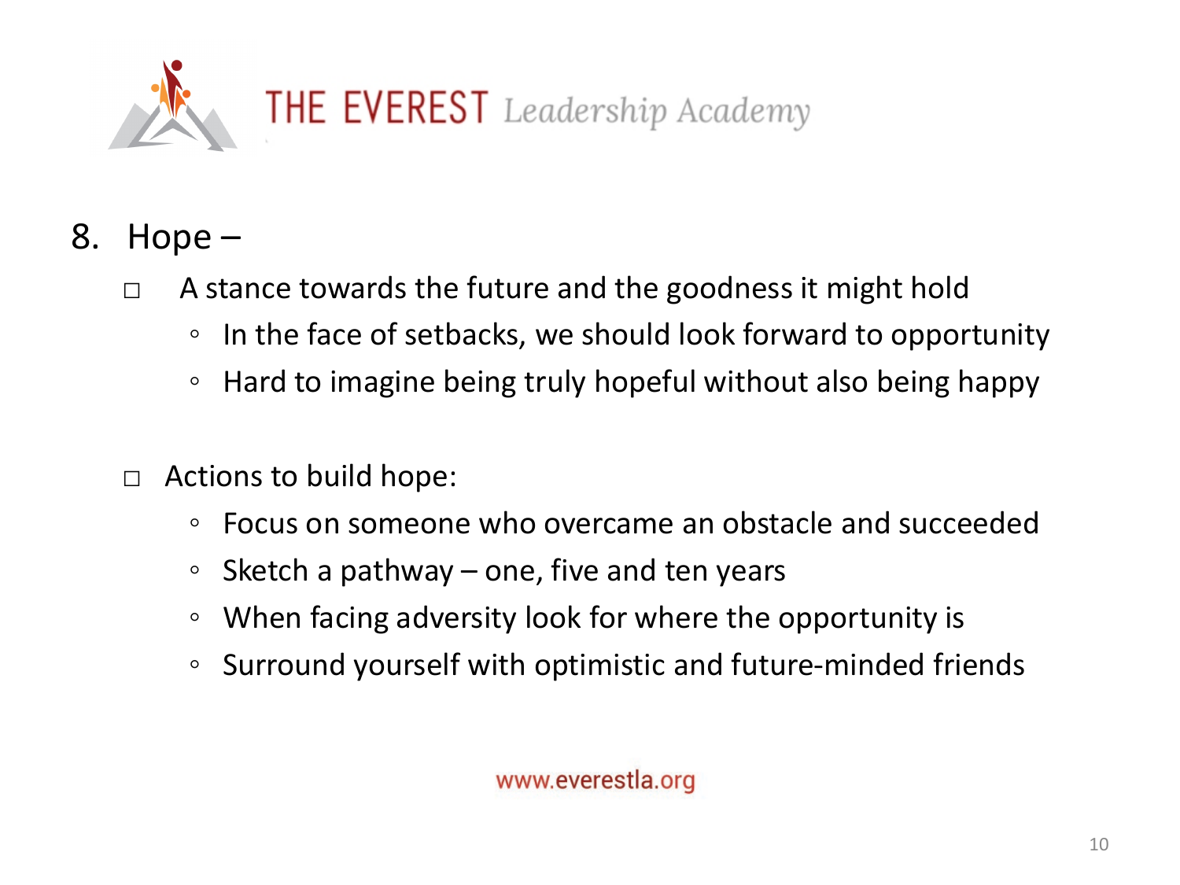8. Hope –
   - A stance towards the future and the goodness it might hold
     - In the face of setbacks, we should look forward to opportunity
     - Hard to imagine being truly hopeful without also being happy

   - Actions to build hope:
     - Focus on someone who overcame an obstacle and succeeded
     - Sketch a pathway – one, five and ten years
     - When facing adversity look for where the opportunity is
     - Surround yourself with optimistic and future-minded friends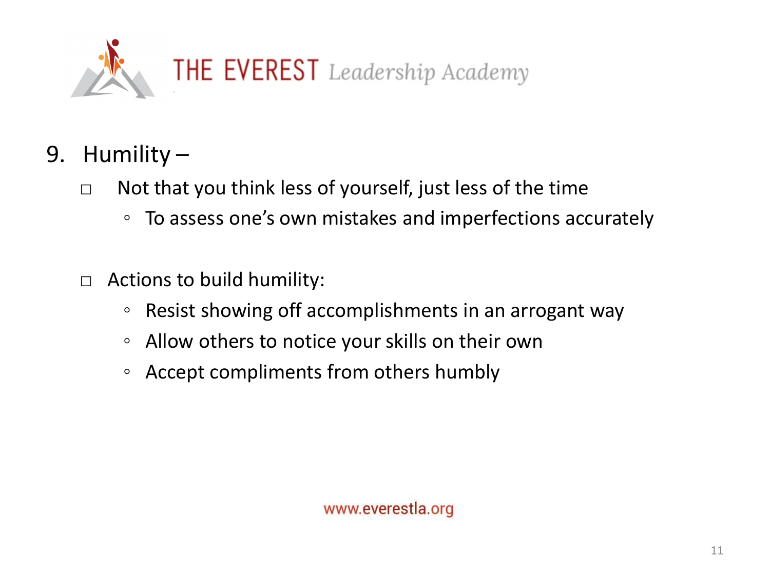9. Humility –
   - Not that you think less of yourself, just less of the time
     - To assess one's own mistakes and imperfections accurately

   - Actions to build humility:
     - Resist showing off accomplishments in an arrogant way
     - Allow others to notice your skills on their own
     - Accept compliments from others humbly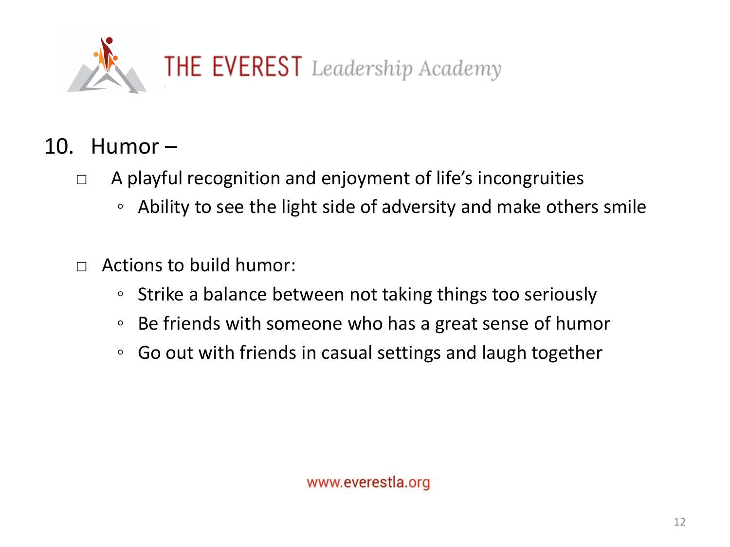## 10. Humor –

- A playful recognition and enjoyment of life's incongruities
  - Ability to see the light side of adversity and make others smile

- Actions to build humor:
  - Strike a balance between not taking things too seriously
  - Be friends with someone who has a great sense of humor
  - Go out with friends in casual settings and laugh together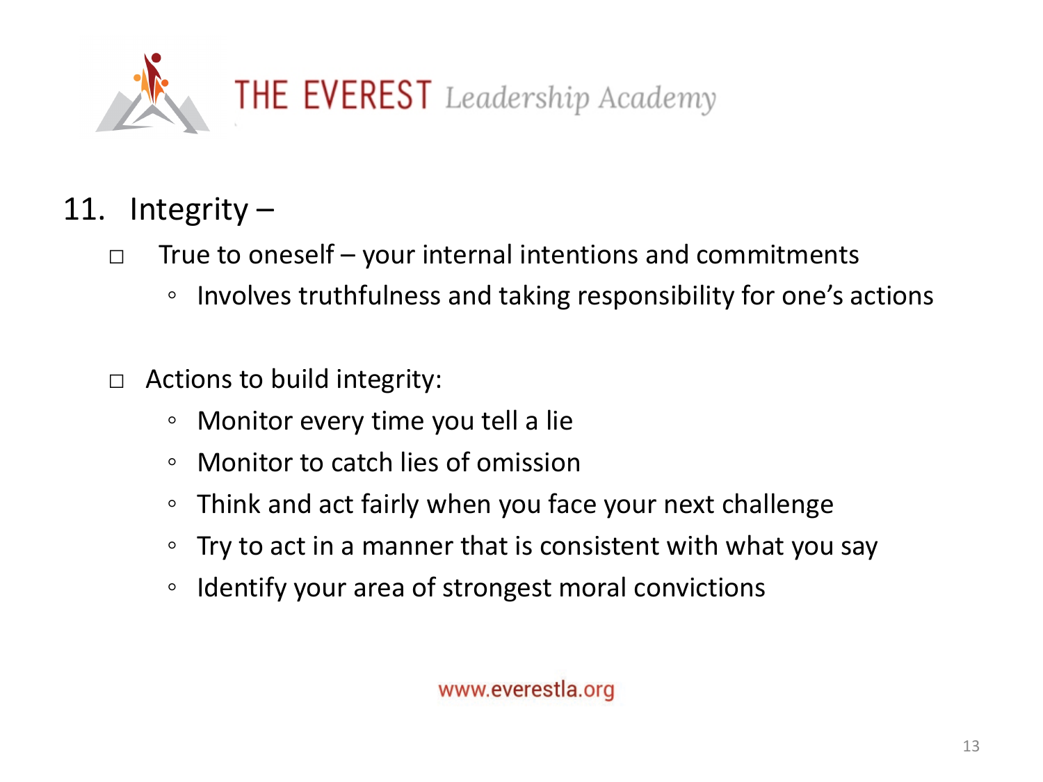THE EVEREST *Leadership Academy*

11. Integrity –

- True to oneself – your internal intentions and commitments
  - Involves truthfulness and taking responsibility for one's actions

- Actions to build integrity:
  - Monitor every time you tell a lie
  - Monitor to catch lies of omission
  - Think and act fairly when you face your next challenge
  - Try to act in a manner that is consistent with what you say
  - Identify your area of strongest moral convictions

www.everestla.org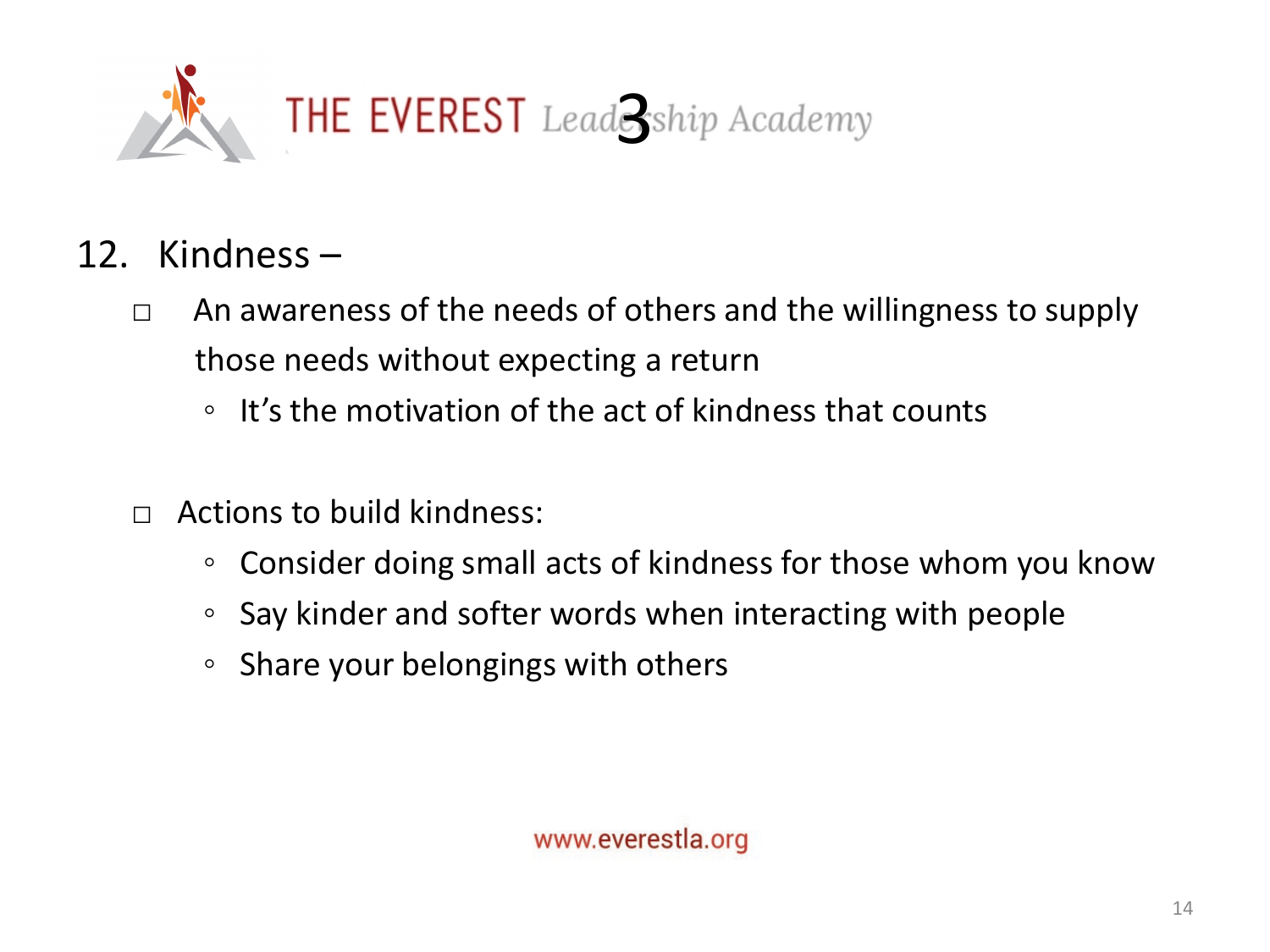12. Kindness –

- An awareness of the needs of others and the willingness to supply those needs without expecting a return
  - It's the motivation of the act of kindness that counts

- Actions to build kindness:
  - Consider doing small acts of kindness for those whom you know
  - Say kinder and softer words when interacting with people
  - Share your belongings with others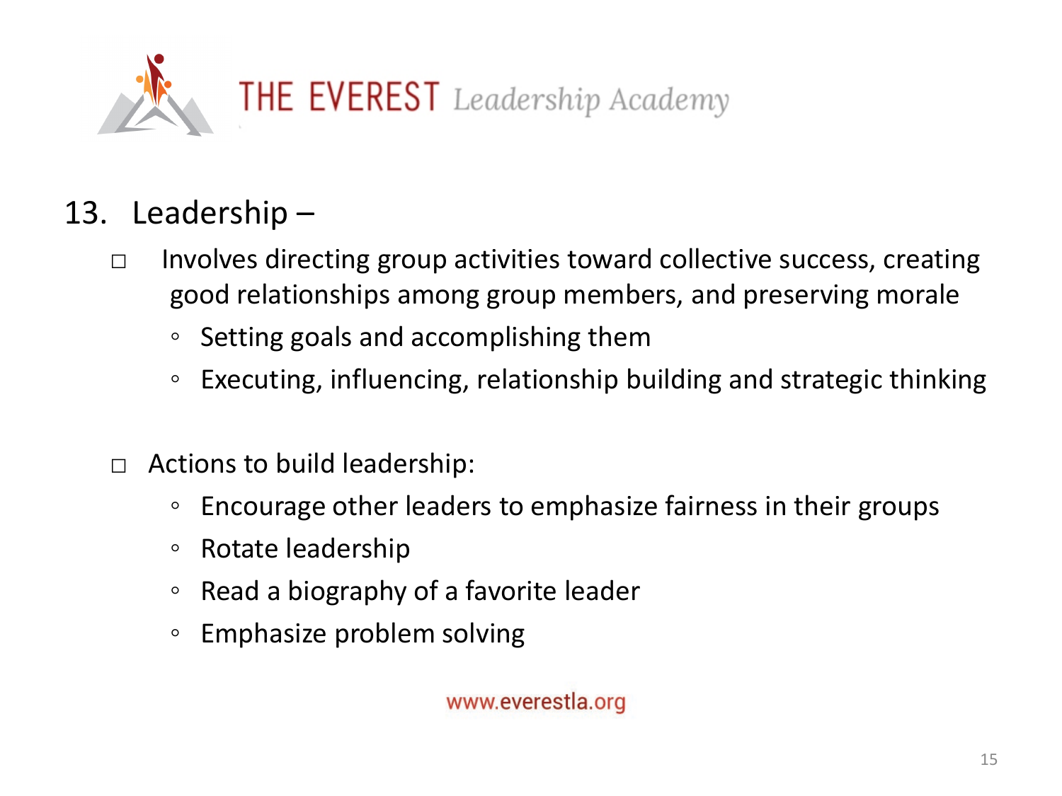## 13. Leadership –

- Involves directing group activities toward collective success, creating good relationships among group members, and preserving morale
    - Setting goals and accomplishing them
    - Executing, influencing, relationship building and strategic thinking

- Actions to build leadership:
    - Encourage other leaders to emphasize fairness in their groups
    - Rotate leadership
    - Read a biography of a favorite leader
    - Emphasize problem solving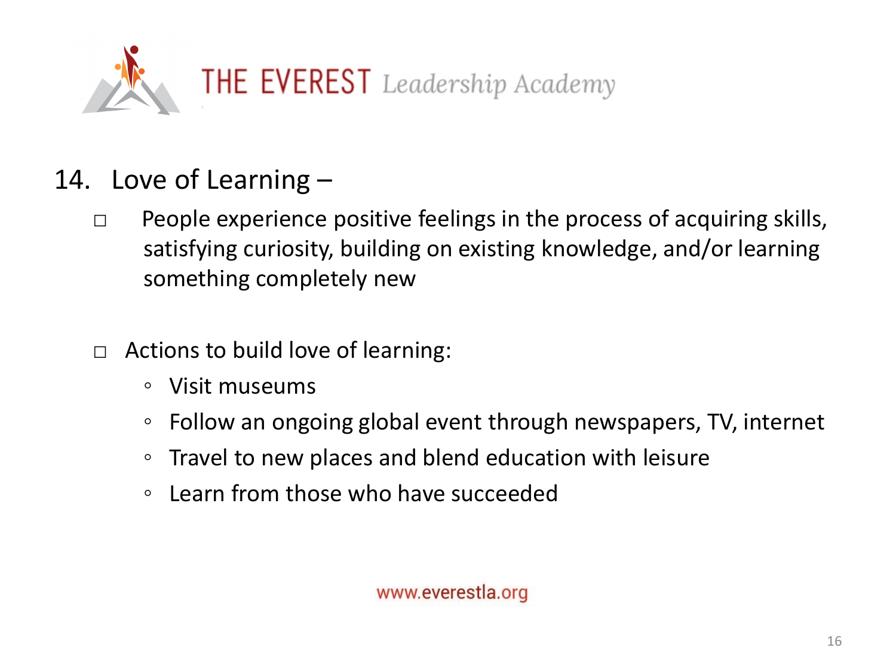THE EVEREST *Leadership Academy*

14. Love of Learning –

- People experience positive feelings in the process of acquiring skills, satisfying curiosity, building on existing knowledge, and/or learning something completely new

- Actions to build love of learning:
  - Visit museums
  - Follow an ongoing global event through newspapers, TV, internet
  - Travel to new places and blend education with leisure
  - Learn from those who have succeeded

www.everestla.org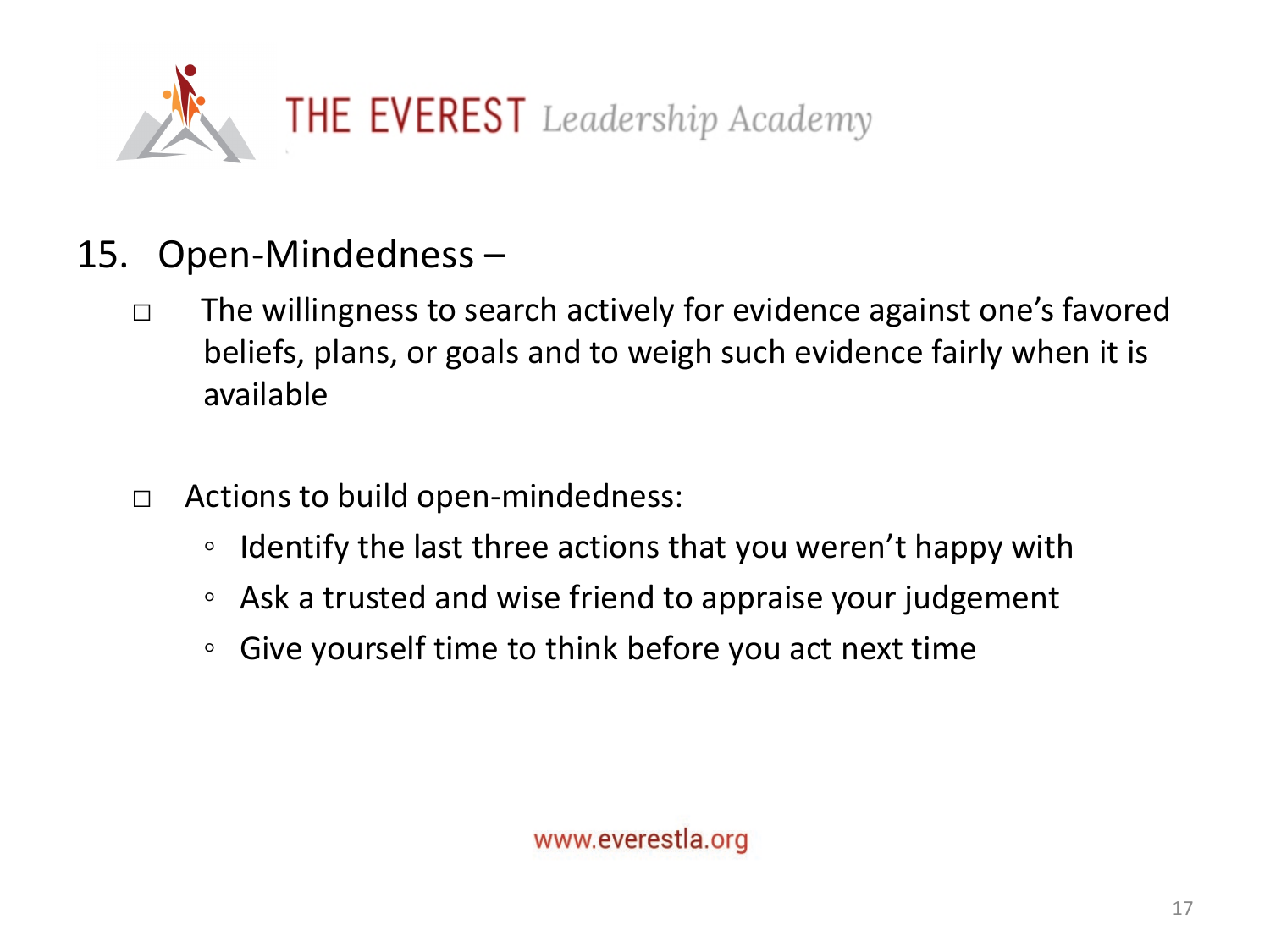## 15. Open-Mindedness –

- The willingness to search actively for evidence against one's favored beliefs, plans, or goals and to weigh such evidence fairly when it is available

- Actions to build open-mindedness:
  - Identify the last three actions that you weren't happy with
  - Ask a trusted and wise friend to appraise your judgement
  - Give yourself time to think before you act next time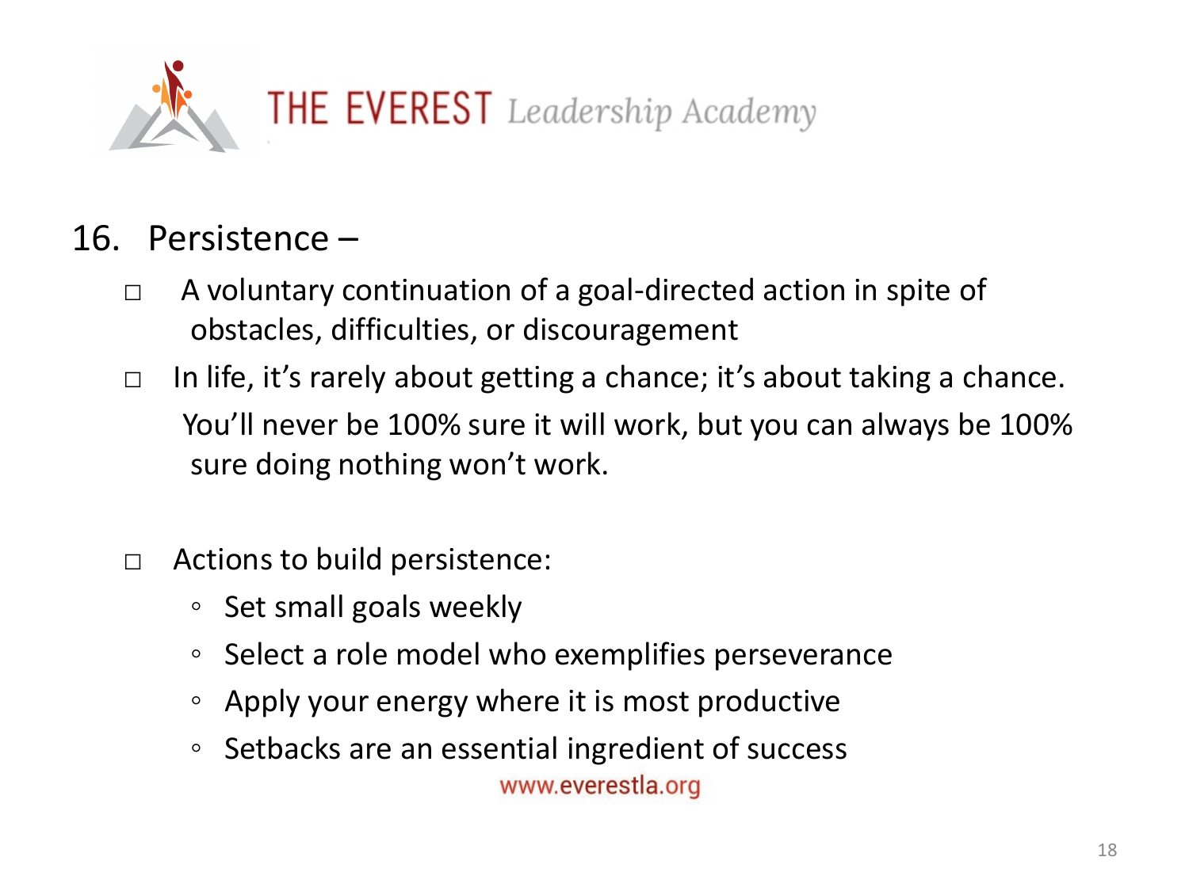THE EVEREST *Leadership Academy*

16. Persistence –

- A voluntary continuation of a goal-directed action in spite of obstacles, difficulties, or discouragement
- In life, it's rarely about getting a chance; it's about taking a chance. You'll never be 100% sure it will work, but you can always be 100% sure doing nothing won't work.

- Actions to build persistence:
  - Set small goals weekly
  - Select a role model who exemplifies perseverance
  - Apply your energy where it is most productive
  - Setbacks are an essential ingredient of success

www.everestla.org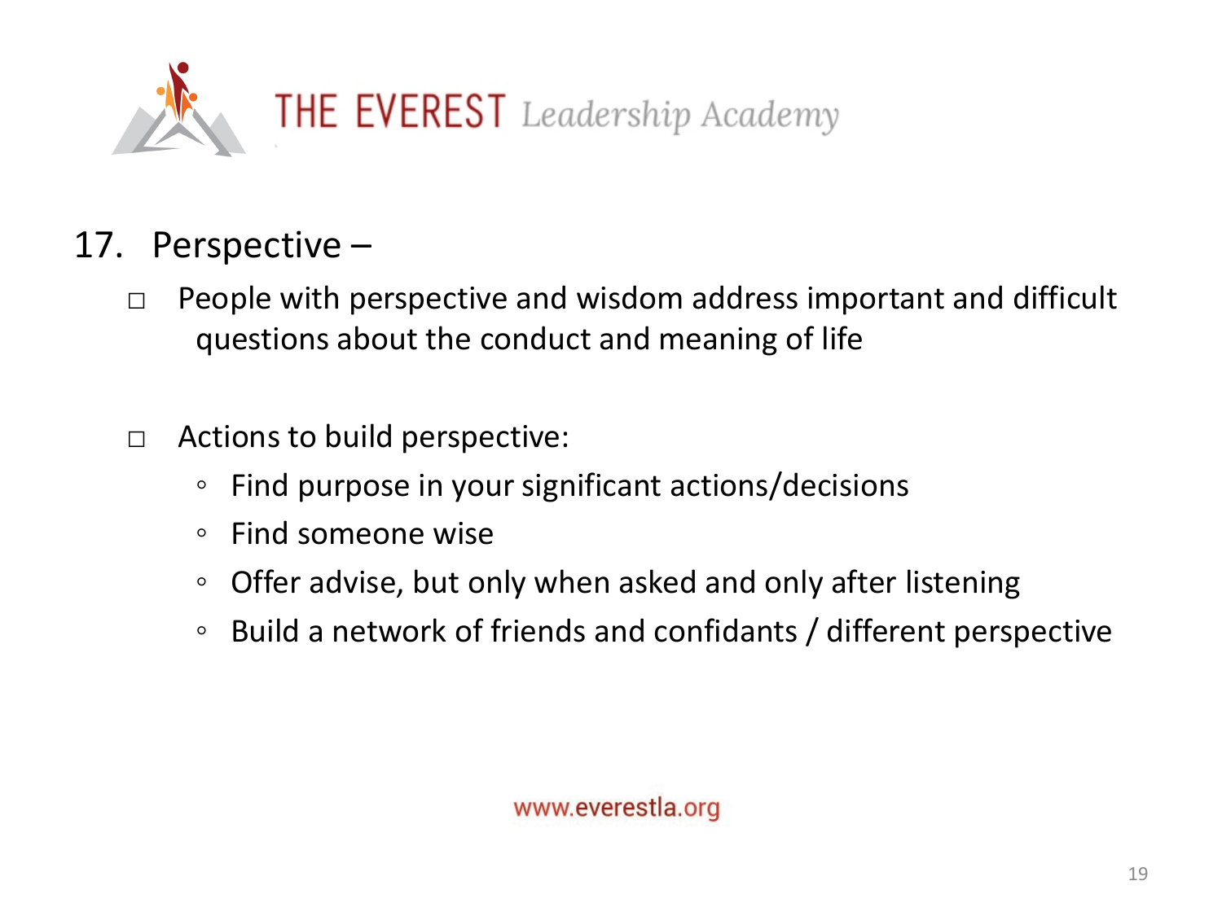17. Perspective –

- People with perspective and wisdom address important and difficult questions about the conduct and meaning of life

- Actions to build perspective:
  - Find purpose in your significant actions/decisions
  - Find someone wise
  - Offer advise, but only when asked and only after listening
  - Build a network of friends and confidants / different perspective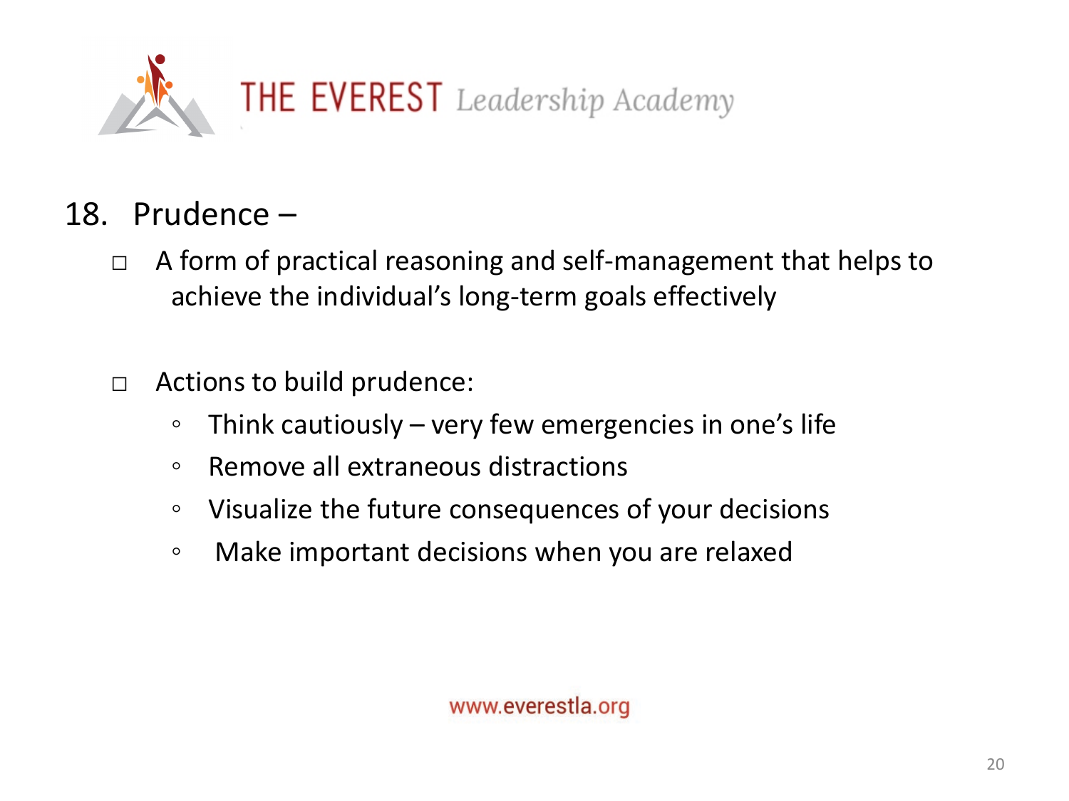# THE EVEREST *Leadership Academy*

18. Prudence –

- A form of practical reasoning and self-management that helps to achieve the individual's long-term goals effectively

- Actions to build prudence:
  - Think cautiously – very few emergencies in one's life
  - Remove all extraneous distractions
  - Visualize the future consequences of your decisions
  - Make important decisions when you are relaxed

www.everestla.org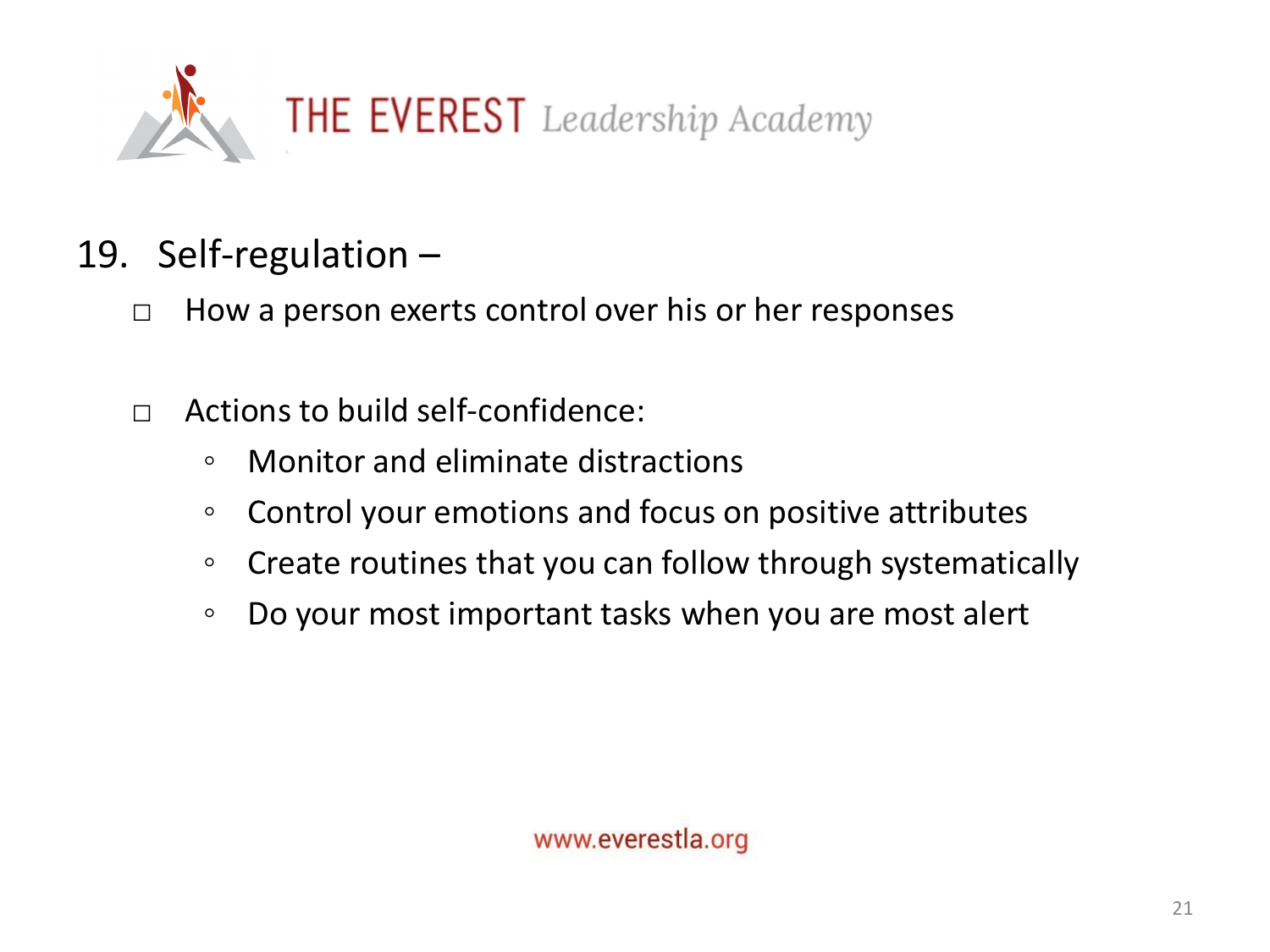## 19. Self-regulation –

- How a person exerts control over his or her responses

- Actions to build self-confidence:
  - Monitor and eliminate distractions
  - Control your emotions and focus on positive attributes
  - Create routines that you can follow through systematically
  - Do your most important tasks when you are most alert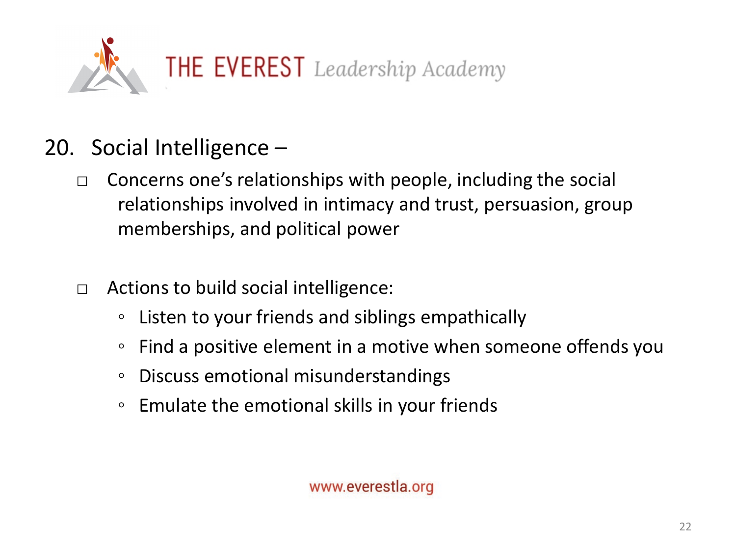## 20. Social Intelligence –

- Concerns one's relationships with people, including the social relationships involved in intimacy and trust, persuasion, group memberships, and political power

- Actions to build social intelligence:
  - Listen to your friends and siblings empathically
  - Find a positive element in a motive when someone offends you
  - Discuss emotional misunderstandings
  - Emulate the emotional skills in your friends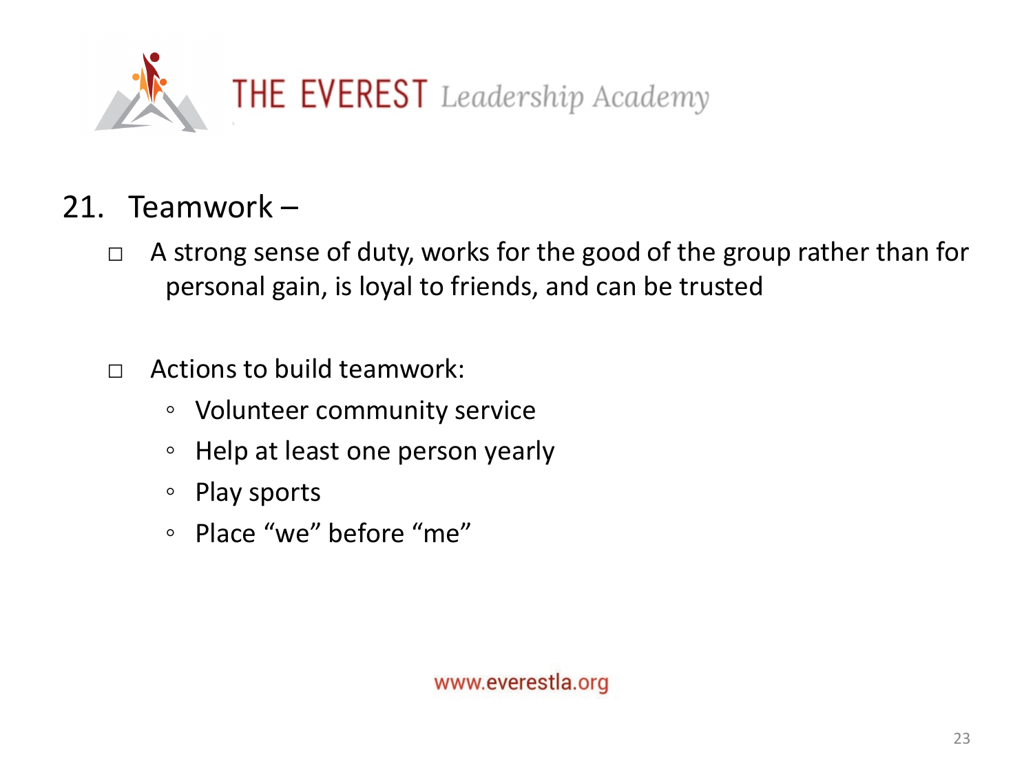# THE EVEREST *Leadership Academy*

21. Teamwork –

- A strong sense of duty, works for the good of the group rather than for personal gain, is loyal to friends, and can be trusted

- Actions to build teamwork:
  - Volunteer community service
  - Help at least one person yearly
  - Play sports
  - Place "we" before "me"

www.everestla.org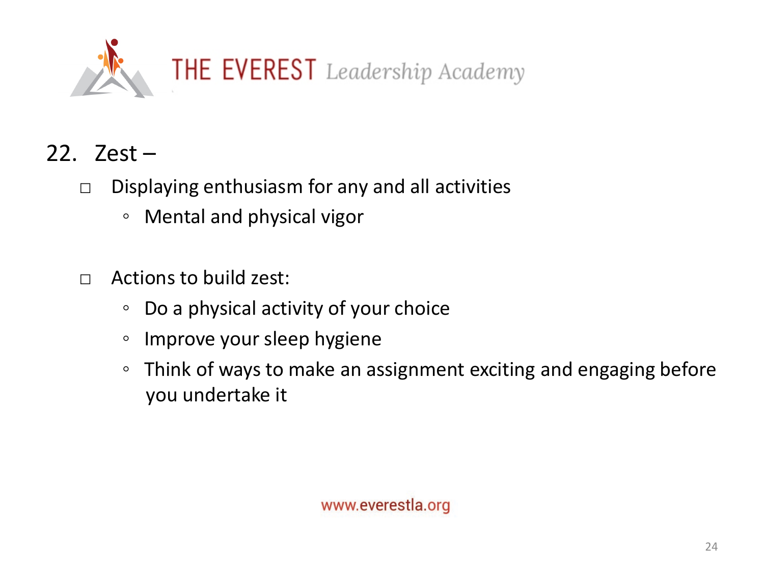THE EVEREST *Leadership Academy*

## 22. Zest –

- Displaying enthusiasm for any and all activities
  - Mental and physical vigor

- Actions to build zest:
  - Do a physical activity of your choice
  - Improve your sleep hygiene
  - Think of ways to make an assignment exciting and engaging before you undertake it

www.everestla.org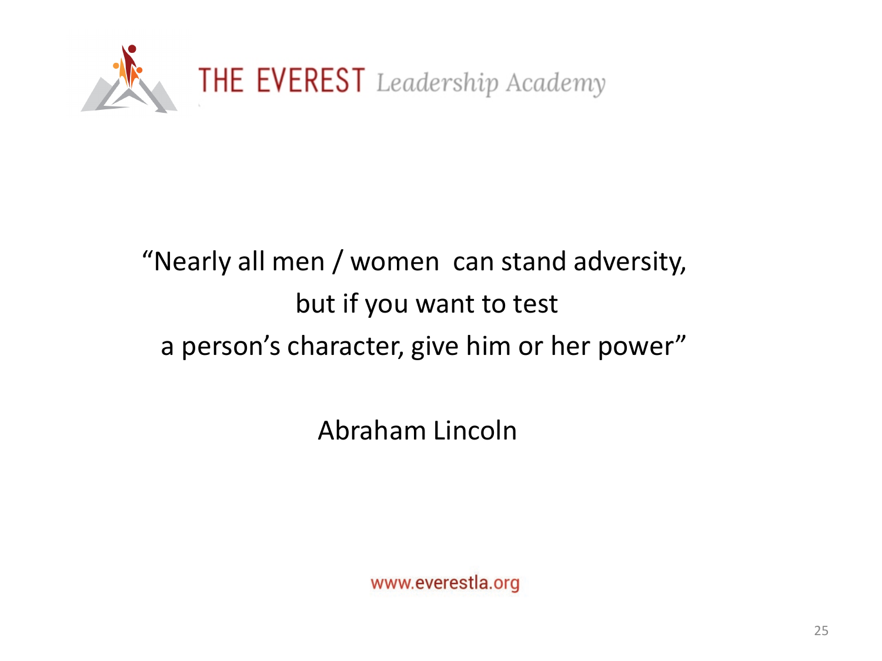THE EVEREST *Leadership Academy*

"Nearly all men / women can stand adversity,
but if you want to test
a person's character, give him or her power"

Abraham Lincoln

www.everestla.org